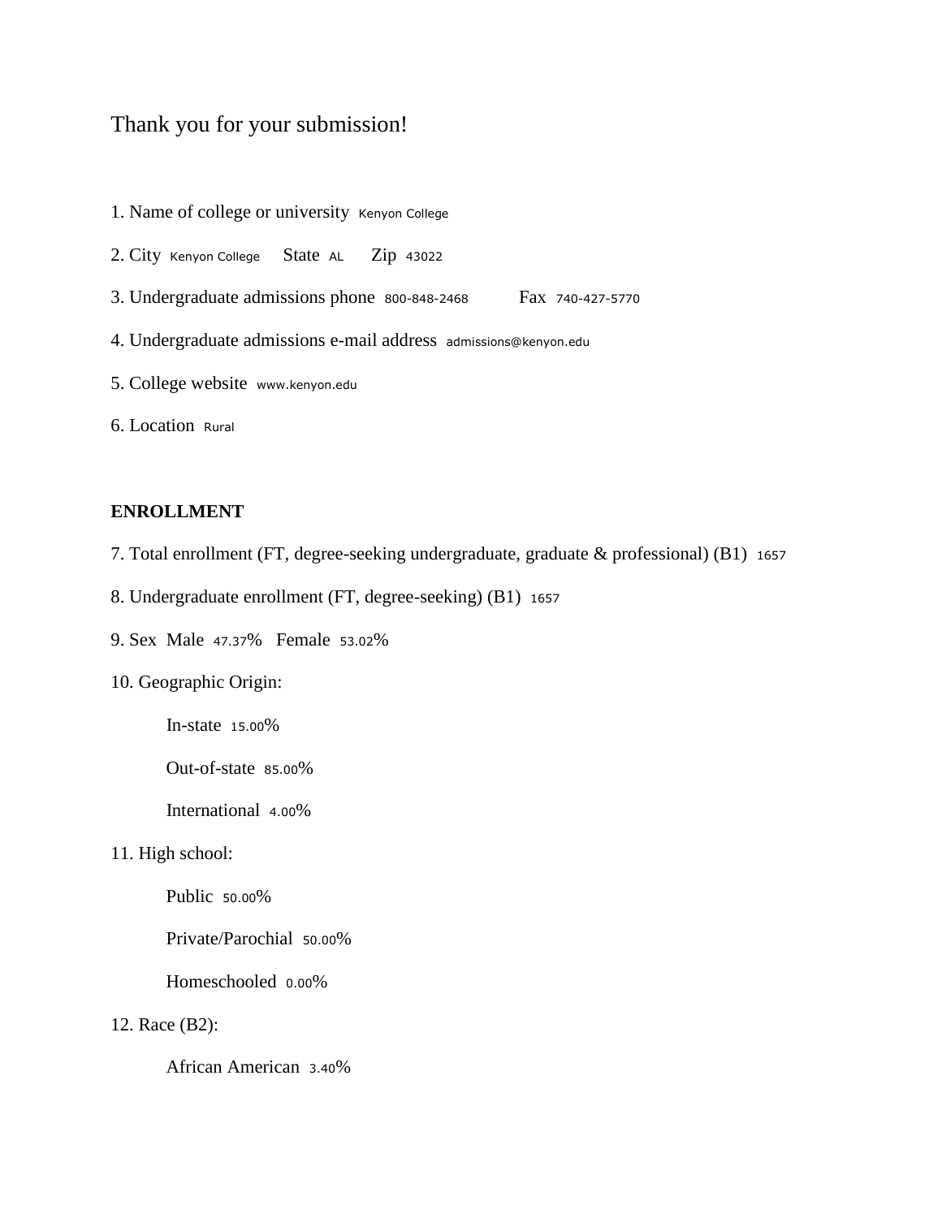Thank you for your submission!

1. Name of college or university Kenyon College

2. City Kenyon College State AL Zip 43022

3. Undergraduate admissions phone 800-848-2468 Fax 740-427-5770

4. Undergraduate admissions e-mail address admissions@kenyon.edu

5. College website www.kenyon.edu

6. Location Rural

**ENROLLMENT**

7. Total enrollment (FT, degree-seeking undergraduate, graduate & professional) (B1) 1657

8. Undergraduate enrollment (FT, degree-seeking) (B1) 1657

9. Sex Male 47.37% Female 53.02%

10. Geographic Origin:

    In-state 15.00%

    Out-of-state 85.00%

    International 4.00%

11. High school:

    Public 50.00%

    Private/Parochial 50.00%

    Homeschooled 0.00%

12. Race (B2):

    African American 3.40%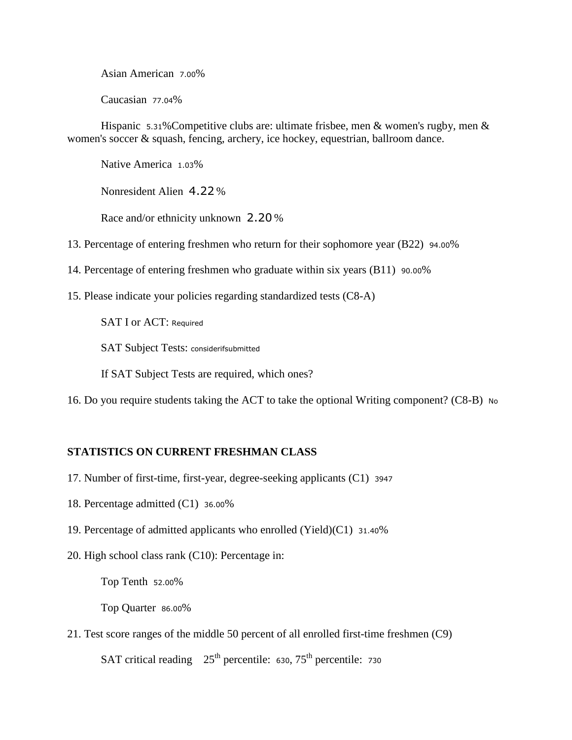Asian American 7.00%

Caucasian 77.04%

Hispanic 5.31%Competitive clubs are: ultimate frisbee, men & women's rugby, men & women's soccer & squash, fencing, archery, ice hockey, equestrian, ballroom dance.

Native America 1.03%

Nonresident Alien 4.22 %

Race and/or ethnicity unknown 2.20 %

13. Percentage of entering freshmen who return for their sophomore year (B22) 94.00%

14. Percentage of entering freshmen who graduate within six years (B11) 90.00%

15. Please indicate your policies regarding standardized tests (C8-A)

SAT I or ACT: Required

SAT Subject Tests: considerifsubmitted

If SAT Subject Tests are required, which ones?

16. Do you require students taking the ACT to take the optional Writing component? (C8-B) No

**STATISTICS ON CURRENT FRESHMAN CLASS**

17. Number of first-time, first-year, degree-seeking applicants (C1) 3947

18. Percentage admitted (C1) 36.00%

19. Percentage of admitted applicants who enrolled (Yield)(C1) 31.40%

20. High school class rank (C10): Percentage in:

Top Tenth 52.00%

Top Quarter 86.00%

21. Test score ranges of the middle 50 percent of all enrolled first-time freshmen (C9)

SAT critical reading 25th percentile: 630, 75th percentile: 730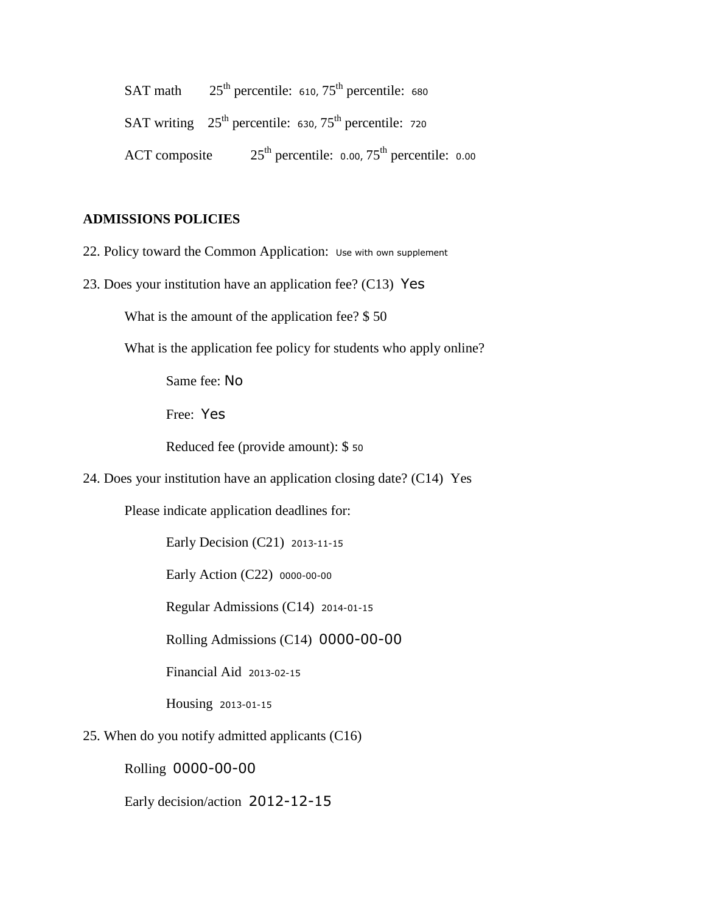SAT math 25th percentile: 610, 75th percentile: 680

SAT writing 25th percentile: 630, 75th percentile: 720

ACT composite 25th percentile: 0.00, 75th percentile: 0.00

**ADMISSIONS POLICIES**

22. Policy toward the Common Application: Use with own supplement

23. Does your institution have an application fee? (C13) Yes

    What is the amount of the application fee? $ 50

    What is the application fee policy for students who apply online?

        Same fee: No

        Free: Yes

        Reduced fee (provide amount): $ 50

24. Does your institution have an application closing date? (C14) Yes

    Please indicate application deadlines for:

        Early Decision (C21) 2013-11-15

        Early Action (C22) 0000-00-00

        Regular Admissions (C14) 2014-01-15

        Rolling Admissions (C14) 0000-00-00

        Financial Aid 2013-02-15

        Housing 2013-01-15

25. When do you notify admitted applicants (C16)

    Rolling 0000-00-00

    Early decision/action 2012-12-15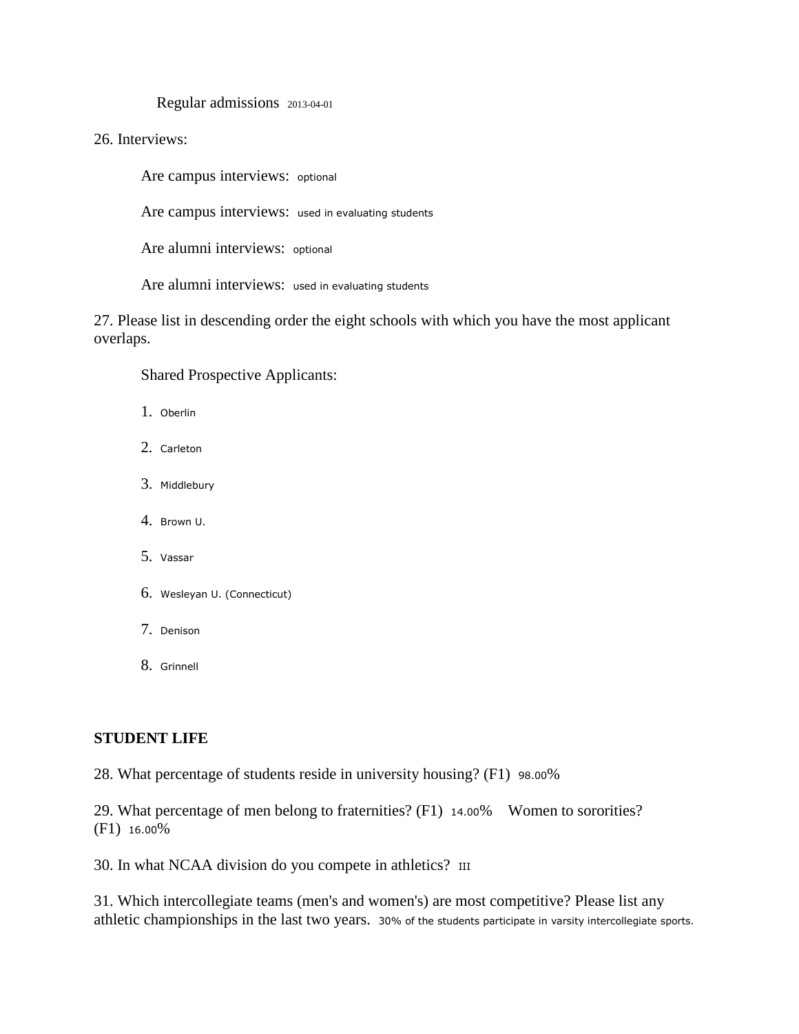Regular admissions 2013-04-01

26. Interviews:

Are campus interviews: optional

Are campus interviews: used in evaluating students

Are alumni interviews: optional

Are alumni interviews: used in evaluating students

27. Please list in descending order the eight schools with which you have the most applicant overlaps.

Shared Prospective Applicants:

1. Oberlin
2. Carleton
3. Middlebury
4. Brown U.
5. Vassar
6. Wesleyan U. (Connecticut)
7. Denison
8. Grinnell

**STUDENT LIFE**

28. What percentage of students reside in university housing? (F1) 98.00%

29. What percentage of men belong to fraternities? (F1) 14.00% Women to sororities? (F1) 16.00%

30. In what NCAA division do you compete in athletics? III

31. Which intercollegiate teams (men's and women's) are most competitive? Please list any athletic championships in the last two years. 30% of the students participate in varsity intercollegiate sports.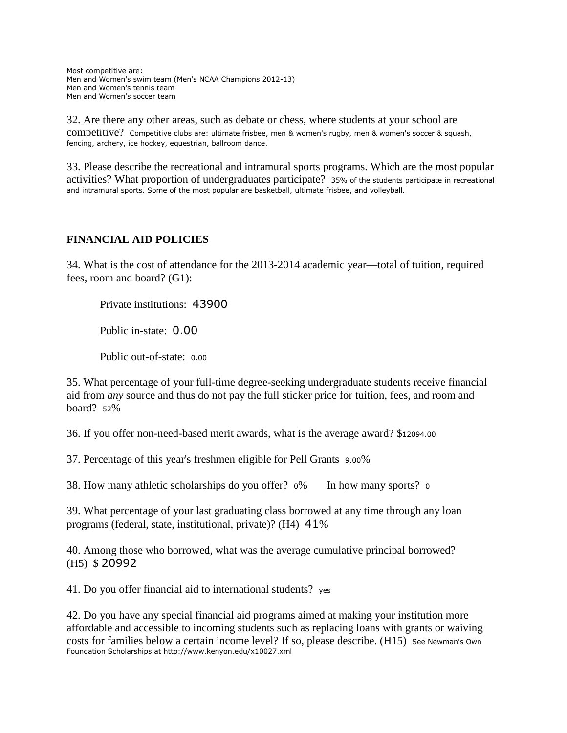Most competitive are:
Men and Women's swim team (Men's NCAA Champions 2012-13)
Men and Women's tennis team
Men and Women's soccer team

32. Are there any other areas, such as debate or chess, where students at your school are competitive? Competitive clubs are: ultimate frisbee, men & women's rugby, men & women's soccer & squash, fencing, archery, ice hockey, equestrian, ballroom dance.

33. Please describe the recreational and intramural sports programs. Which are the most popular activities? What proportion of undergraduates participate? 35% of the students participate in recreational and intramural sports. Some of the most popular are basketball, ultimate frisbee, and volleyball.

## FINANCIAL AID POLICIES

34. What is the cost of attendance for the 2013-2014 academic year—total of tuition, required fees, room and board? (G1):

Private institutions: 43900

Public in-state: 0.00

Public out-of-state: 0.00

35. What percentage of your full-time degree-seeking undergraduate students receive financial aid from *any* source and thus do not pay the full sticker price for tuition, fees, and room and board? 52%

36. If you offer non-need-based merit awards, what is the average award? $12094.00

37. Percentage of this year's freshmen eligible for Pell Grants 9.00%

38. How many athletic scholarships do you offer? 0% In how many sports? 0

39. What percentage of your last graduating class borrowed at any time through any loan programs (federal, state, institutional, private)? (H4) 41%

40. Among those who borrowed, what was the average cumulative principal borrowed? (H5) $ 20992

41. Do you offer financial aid to international students? yes

42. Do you have any special financial aid programs aimed at making your institution more affordable and accessible to incoming students such as replacing loans with grants or waiving costs for families below a certain income level? If so, please describe. (H15) See Newman's Own Foundation Scholarships at http://www.kenyon.edu/x10027.xml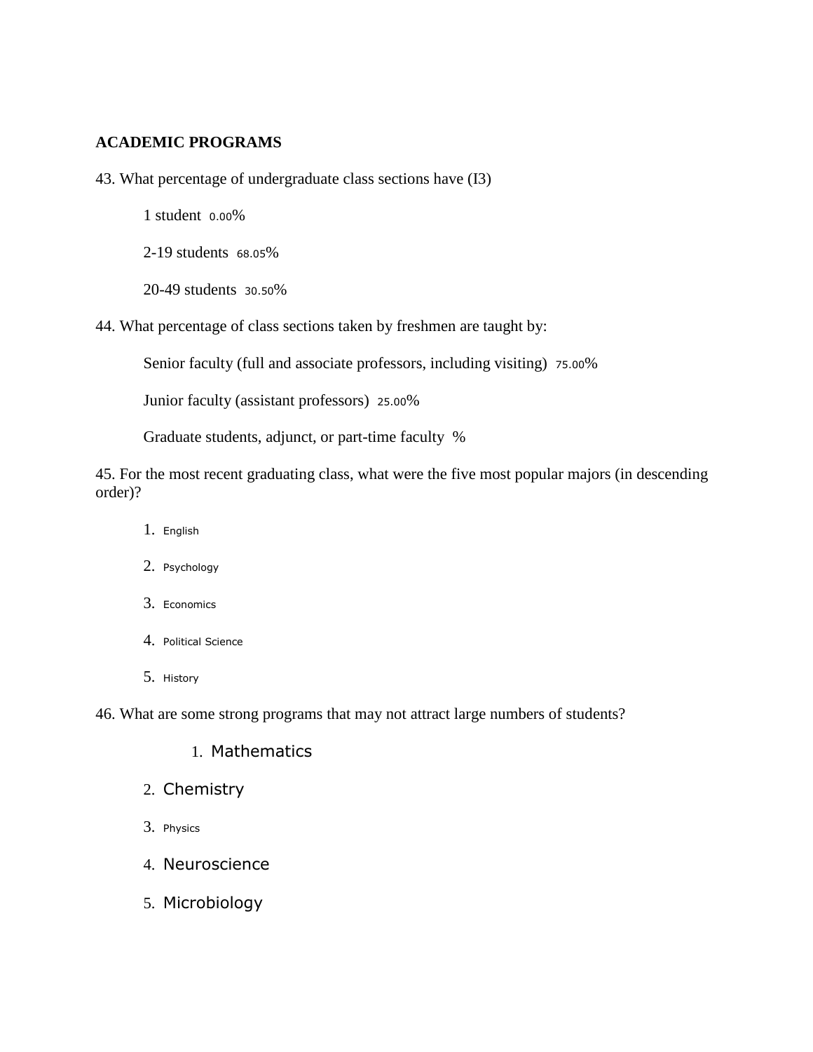**ACADEMIC PROGRAMS**

43. What percentage of undergraduate class sections have (I3)

1 student 0.00%

2-19 students 68.05%

20-49 students 30.50%

44. What percentage of class sections taken by freshmen are taught by:

Senior faculty (full and associate professors, including visiting) 75.00%

Junior faculty (assistant professors) 25.00%

Graduate students, adjunct, or part-time faculty %

45. For the most recent graduating class, what were the five most popular majors (in descending order)?

1. English
2. Psychology
3. Economics
4. Political Science
5. History

46. What are some strong programs that may not attract large numbers of students?

1. Mathematics
2. Chemistry
3. Physics
4. Neuroscience
5. Microbiology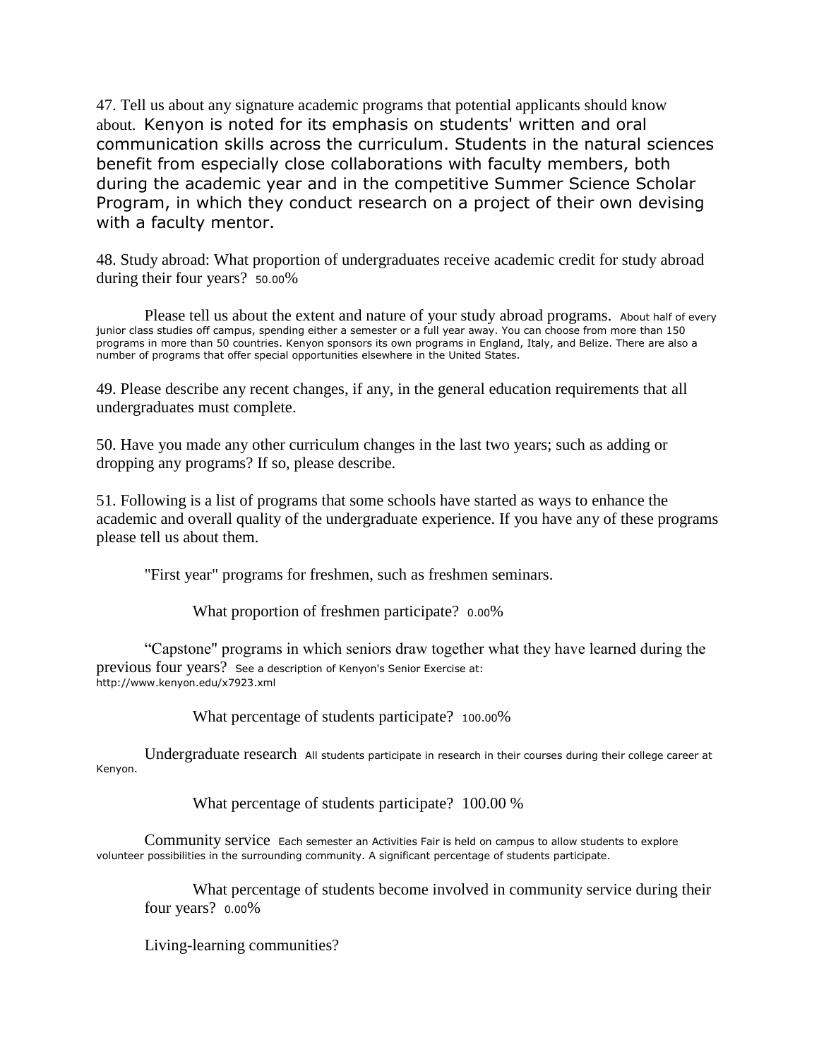47. Tell us about any signature academic programs that potential applicants should know about. Kenyon is noted for its emphasis on students' written and oral communication skills across the curriculum. Students in the natural sciences benefit from especially close collaborations with faculty members, both during the academic year and in the competitive Summer Science Scholar Program, in which they conduct research on a project of their own devising with a faculty mentor.

48. Study abroad: What proportion of undergraduates receive academic credit for study abroad during their four years? 50.00%

Please tell us about the extent and nature of your study abroad programs. About half of every junior class studies off campus, spending either a semester or a full year away. You can choose from more than 150 programs in more than 50 countries. Kenyon sponsors its own programs in England, Italy, and Belize. There are also a number of programs that offer special opportunities elsewhere in the United States.

49. Please describe any recent changes, if any, in the general education requirements that all undergraduates must complete.

50. Have you made any other curriculum changes in the last two years; such as adding or dropping any programs? If so, please describe.

51. Following is a list of programs that some schools have started as ways to enhance the academic and overall quality of the undergraduate experience. If you have any of these programs please tell us about them.

"First year" programs for freshmen, such as freshmen seminars.

What proportion of freshmen participate? 0.00%

"Capstone" programs in which seniors draw together what they have learned during the previous four years? See a description of Kenyon's Senior Exercise at: http://www.kenyon.edu/x7923.xml

What percentage of students participate? 100.00%

Undergraduate research All students participate in research in their courses during their college career at Kenyon.

What percentage of students participate? 100.00 %

Community service Each semester an Activities Fair is held on campus to allow students to explore volunteer possibilities in the surrounding community. A significant percentage of students participate.

What percentage of students become involved in community service during their four years? 0.00%

Living-learning communities?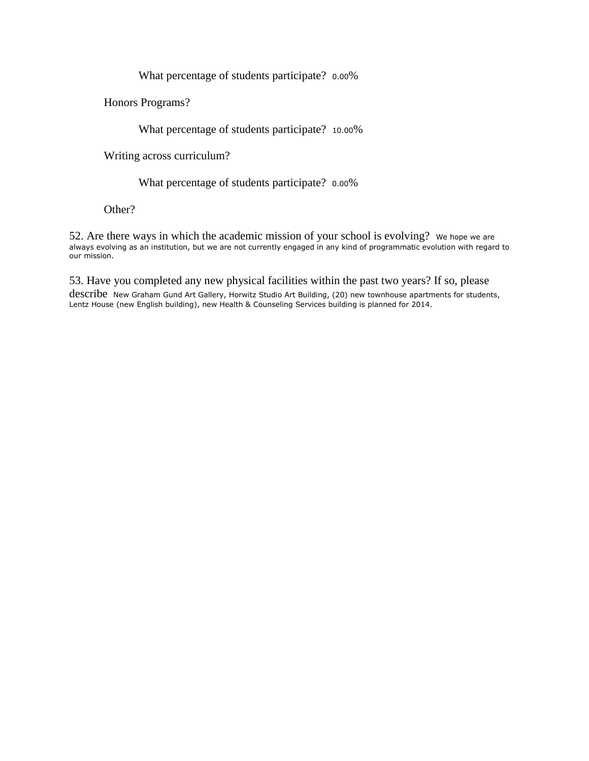What percentage of students participate? 0.00%

Honors Programs?

What percentage of students participate? 10.00%

Writing across curriculum?

What percentage of students participate? 0.00%

Other?

52. Are there ways in which the academic mission of your school is evolving? We hope we are always evolving as an institution, but we are not currently engaged in any kind of programmatic evolution with regard to our mission.

53. Have you completed any new physical facilities within the past two years? If so, please describe New Graham Gund Art Gallery, Horwitz Studio Art Building, (20) new townhouse apartments for students, Lentz House (new English building), new Health & Counseling Services building is planned for 2014.